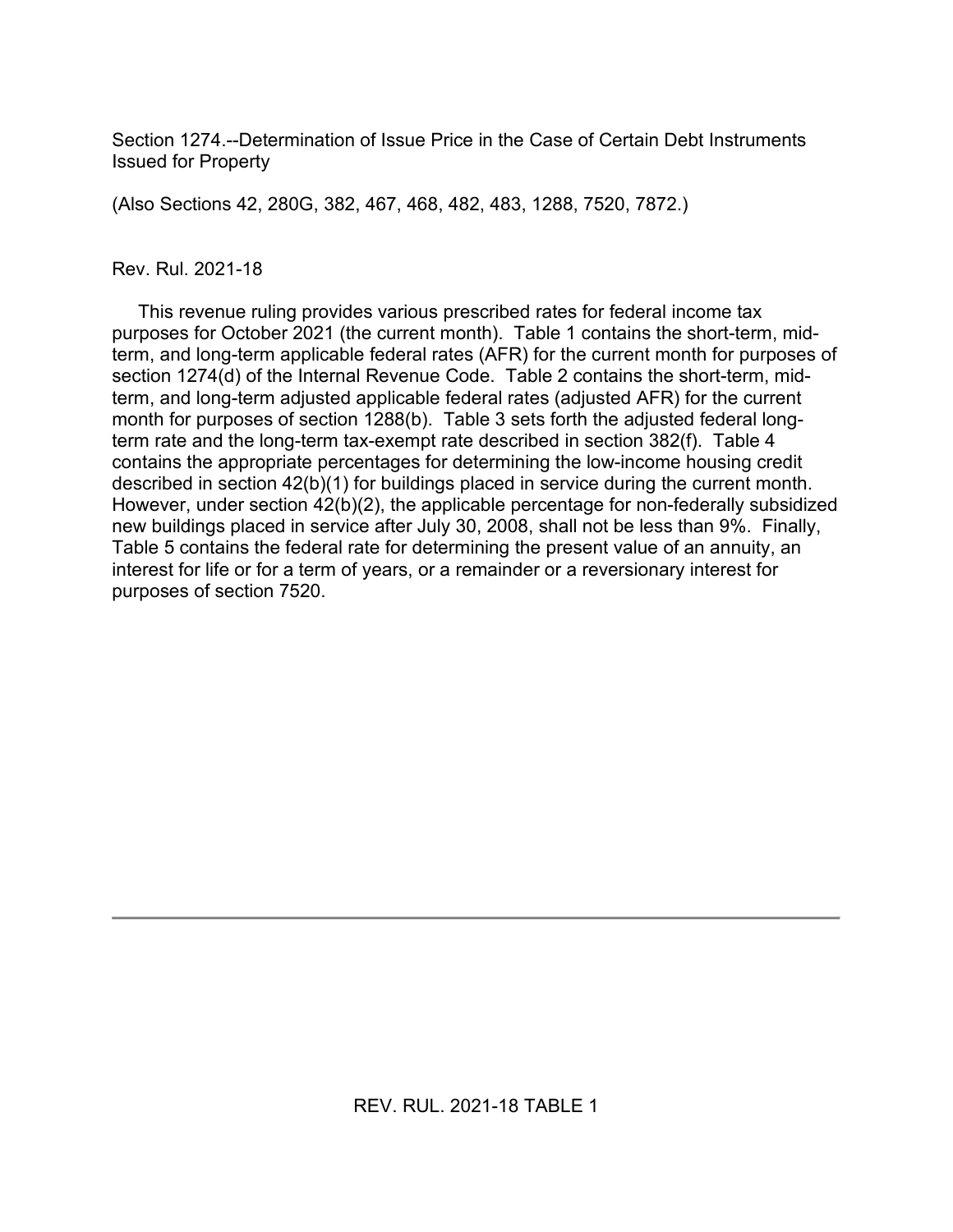Section 1274.--Determination of Issue Price in the Case of Certain Debt Instruments Issued for Property

(Also Sections 42, 280G, 382, 467, 468, 482, 483, 1288, 7520, 7872.)

Rev. Rul. 2021-18

This revenue ruling provides various prescribed rates for federal income tax purposes for October 2021 (the current month). Table 1 contains the short-term, mid-term, and long-term applicable federal rates (AFR) for the current month for purposes of section 1274(d) of the Internal Revenue Code. Table 2 contains the short-term, mid-term, and long-term adjusted applicable federal rates (adjusted AFR) for the current month for purposes of section 1288(b). Table 3 sets forth the adjusted federal long-term rate and the long-term tax-exempt rate described in section 382(f). Table 4 contains the appropriate percentages for determining the low-income housing credit described in section 42(b)(1) for buildings placed in service during the current month. However, under section 42(b)(2), the applicable percentage for non-federally subsidized new buildings placed in service after July 30, 2008, shall not be less than 9%. Finally, Table 5 contains the federal rate for determining the present value of an annuity, an interest for life or for a term of years, or a remainder or a reversionary interest for purposes of section 7520.

REV. RUL. 2021-18 TABLE 1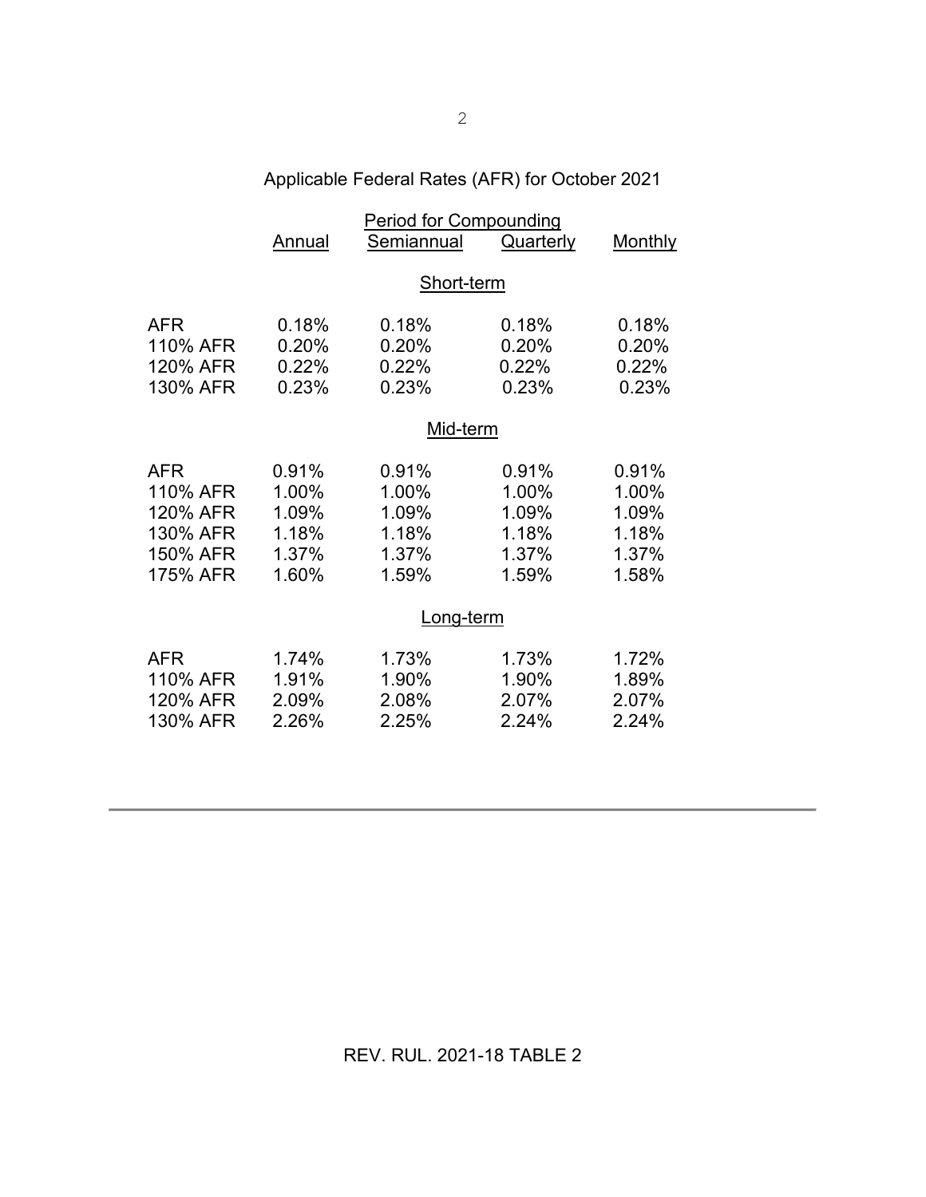## Applicable Federal Rates (AFR) for October 2021

| | Period for Compounding | | | |
|---|---|---|---|---|
| | Annual | Semiannual | Quarterly | Monthly |
| **Short-term** | | | | |
| AFR | 0.18% | 0.18% | 0.18% | 0.18% |
| 110% AFR | 0.20% | 0.20% | 0.20% | 0.20% |
| 120% AFR | 0.22% | 0.22% | 0.22% | 0.22% |
| 130% AFR | 0.23% | 0.23% | 0.23% | 0.23% |
| **Mid-term** | | | | |
| AFR | 0.91% | 0.91% | 0.91% | 0.91% |
| 110% AFR | 1.00% | 1.00% | 1.00% | 1.00% |
| 120% AFR | 1.09% | 1.09% | 1.09% | 1.09% |
| 130% AFR | 1.18% | 1.18% | 1.18% | 1.18% |
| 150% AFR | 1.37% | 1.37% | 1.37% | 1.37% |
| 175% AFR | 1.60% | 1.59% | 1.59% | 1.58% |
| **Long-term** | | | | |
| AFR | 1.74% | 1.73% | 1.73% | 1.72% |
| 110% AFR | 1.91% | 1.90% | 1.90% | 1.89% |
| 120% AFR | 2.09% | 2.08% | 2.07% | 2.07% |
| 130% AFR | 2.26% | 2.25% | 2.24% | 2.24% |

---

REV. RUL. 2021-18 TABLE 2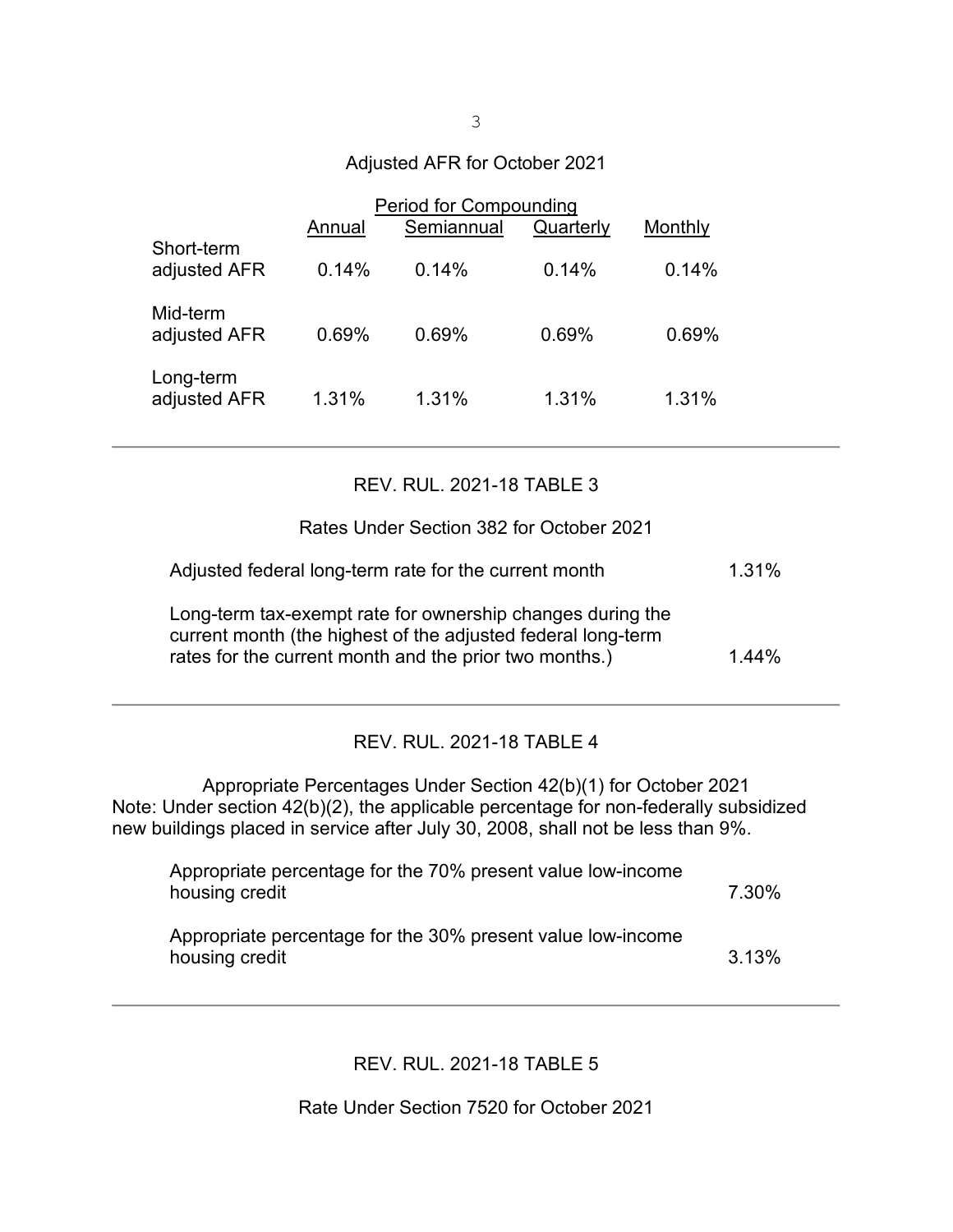Adjusted AFR for October 2021

| | Period for Compounding | | | |
|---|---|---|---|---|
| | Annual | Semiannual | Quarterly | Monthly |
| Short-term adjusted AFR | 0.14% | 0.14% | 0.14% | 0.14% |
| Mid-term adjusted AFR | 0.69% | 0.69% | 0.69% | 0.69% |
| Long-term adjusted AFR | 1.31% | 1.31% | 1.31% | 1.31% |

---

REV. RUL. 2021-18 TABLE 3

Rates Under Section 382 for October 2021

| | |
|---|---|
| Adjusted federal long-term rate for the current month | 1.31% |
| Long-term tax-exempt rate for ownership changes during the current month (the highest of the adjusted federal long-term rates for the current month and the prior two months.) | 1.44% |

---

REV. RUL. 2021-18 TABLE 4

Appropriate Percentages Under Section 42(b)(1) for October 2021
Note: Under section 42(b)(2), the applicable percentage for non-federally subsidized new buildings placed in service after July 30, 2008, shall not be less than 9%.

| | |
|---|---|
| Appropriate percentage for the 70% present value low-income housing credit | 7.30% |
| Appropriate percentage for the 30% present value low-income housing credit | 3.13% |

---

REV. RUL. 2021-18 TABLE 5

Rate Under Section 7520 for October 2021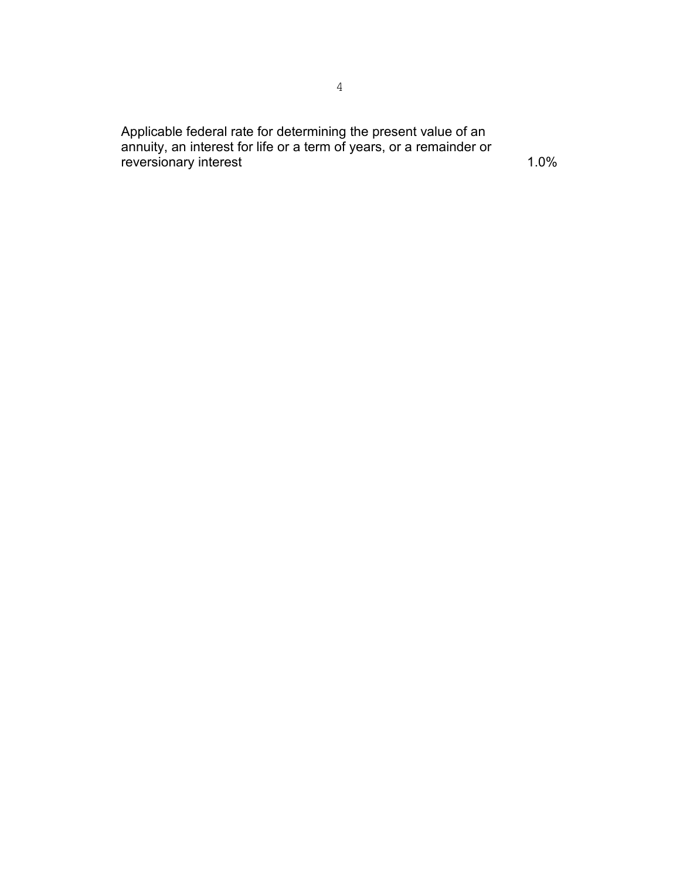| | |
|---|---|
| Applicable federal rate for determining the present value of an annuity, an interest for life or a term of years, or a remainder or reversionary interest | 1.0% |